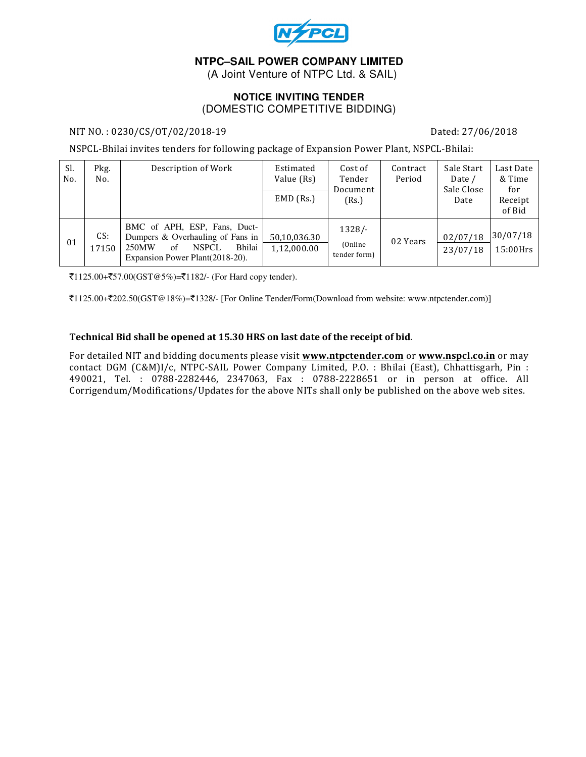# NTPC–SAIL POWER COMPANY LIMITED

(A Joint Venture of NTPC Ltd. & SAIL)

## NOTICE INVITING TENDER

(DOMESTIC COMPETITIVE BIDDING)

NIT NO. : 0230/CS/OT/02/2018-19 Dated: 27/06/2018

NSPCL-Bhilai invites tenders for following package of Expansion Power Plant, NSPCL-Bhilai:

| Sl. No. | Pkg. No. | Description of Work | Estimated Value (Rs) / EMD (Rs.) | Cost of Tender Document (Rs.) | Contract Period | Sale Start Date / Sale Close Date | Last Date & Time for Receipt of Bid |
|---|---|---|---|---|---|---|---|
| 01 | CS: 17150 | BMC of APH, ESP, Fans, Duct-Dumpers & Overhauling of Fans in 250MW of NSPCL Bhilai Expansion Power Plant(2018-20). | 50,10,036.30 / 1,12,000.00 | 1328/- (Online tender form) | 02 Years | 02/07/18 / 23/07/18 | 30/07/18 15:00Hrs |

₹1125.00+₹57.00(GST@5%)=₹1182/- (For Hard copy tender).

₹1125.00+₹202.50(GST@18%)=₹1328/- [For Online Tender/Form(Download from website: www.ntpctender.com)]

**Technical Bid shall be opened at 15.30 HRS on last date of the receipt of bid**.

For detailed NIT and bidding documents please visit **www.ntpctender.com** or **www.nspcl.co.in** or may contact DGM (C&M)I/c, NTPC-SAIL Power Company Limited, P.O. : Bhilai (East), Chhattisgarh, Pin : 490021, Tel. : 0788-2282446, 2347063, Fax : 0788-2228651 or in person at office. All Corrigendum/Modifications/Updates for the above NITs shall only be published on the above web sites.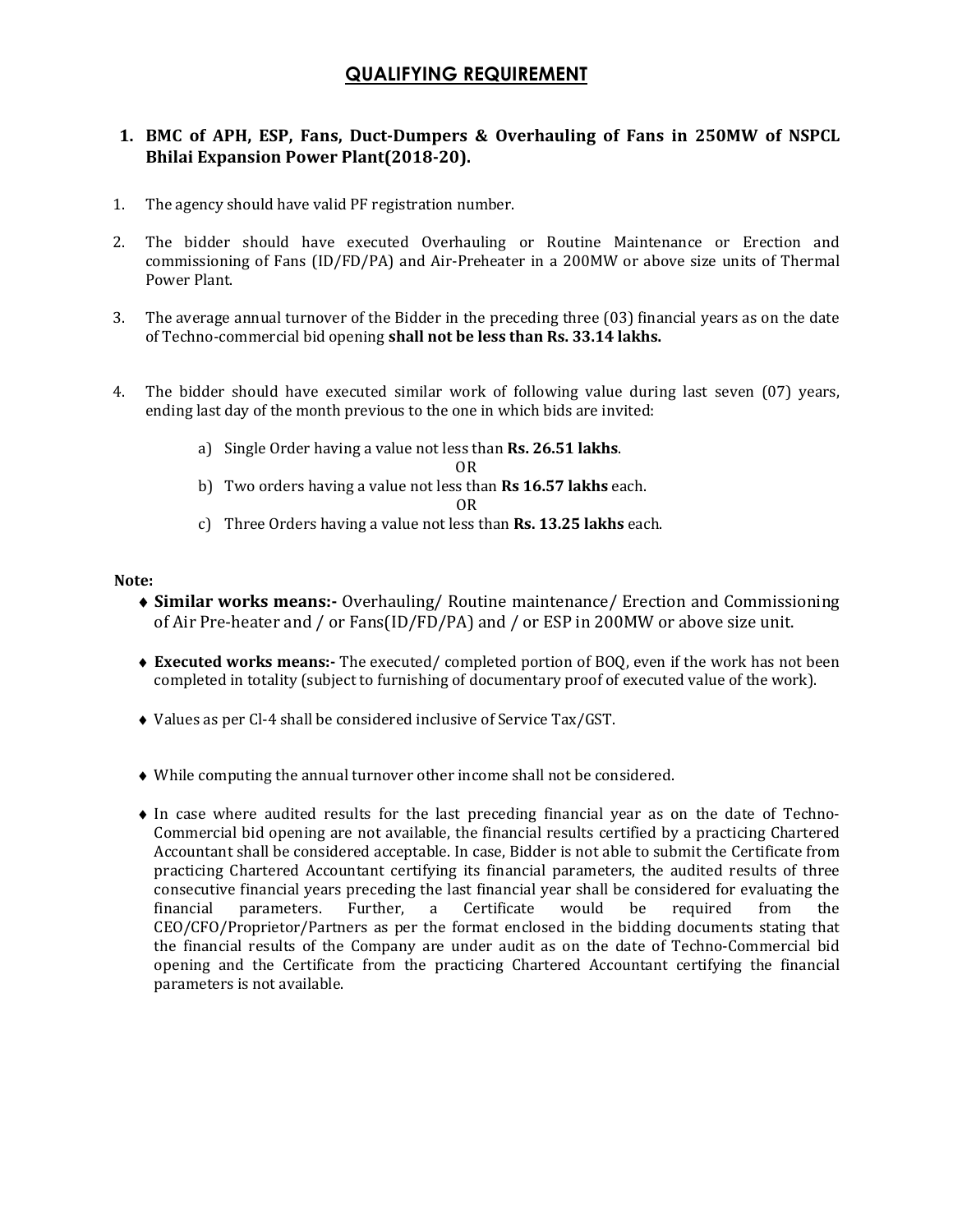# QUALIFYING REQUIREMENT

## 1. BMC of APH, ESP, Fans, Duct-Dumpers & Overhauling of Fans in 250MW of NSPCL Bhilai Expansion Power Plant(2018-20).

1. The agency should have valid PF registration number.

2. The bidder should have executed Overhauling or Routine Maintenance or Erection and commissioning of Fans (ID/FD/PA) and Air-Preheater in a 200MW or above size units of Thermal Power Plant.

3. The average annual turnover of the Bidder in the preceding three (03) financial years as on the date of Techno-commercial bid opening **shall not be less than Rs. 33.14 lakhs.**

4. The bidder should have executed similar work of following value during last seven (07) years, ending last day of the month previous to the one in which bids are invited:

   a) Single Order having a value not less than **Rs. 26.51 lakhs**.

   OR

   b) Two orders having a value not less than **Rs 16.57 lakhs** each.

   OR

   c) Three Orders having a value not less than **Rs. 13.25 lakhs** each.

**Note:**

- **Similar works means:-** Overhauling/ Routine maintenance/ Erection and Commissioning of Air Pre-heater and / or Fans(ID/FD/PA) and / or ESP in 200MW or above size unit.

- **Executed works means:-** The executed/ completed portion of BOQ, even if the work has not been completed in totality (subject to furnishing of documentary proof of executed value of the work).

- Values as per Cl-4 shall be considered inclusive of Service Tax/GST.

- While computing the annual turnover other income shall not be considered.

- In case where audited results for the last preceding financial year as on the date of Techno-Commercial bid opening are not available, the financial results certified by a practicing Chartered Accountant shall be considered acceptable. In case, Bidder is not able to submit the Certificate from practicing Chartered Accountant certifying its financial parameters, the audited results of three consecutive financial years preceding the last financial year shall be considered for evaluating the financial parameters. Further, a Certificate would be required from the CEO/CFO/Proprietor/Partners as per the format enclosed in the bidding documents stating that the financial results of the Company are under audit as on the date of Techno-Commercial bid opening and the Certificate from the practicing Chartered Accountant certifying the financial parameters is not available.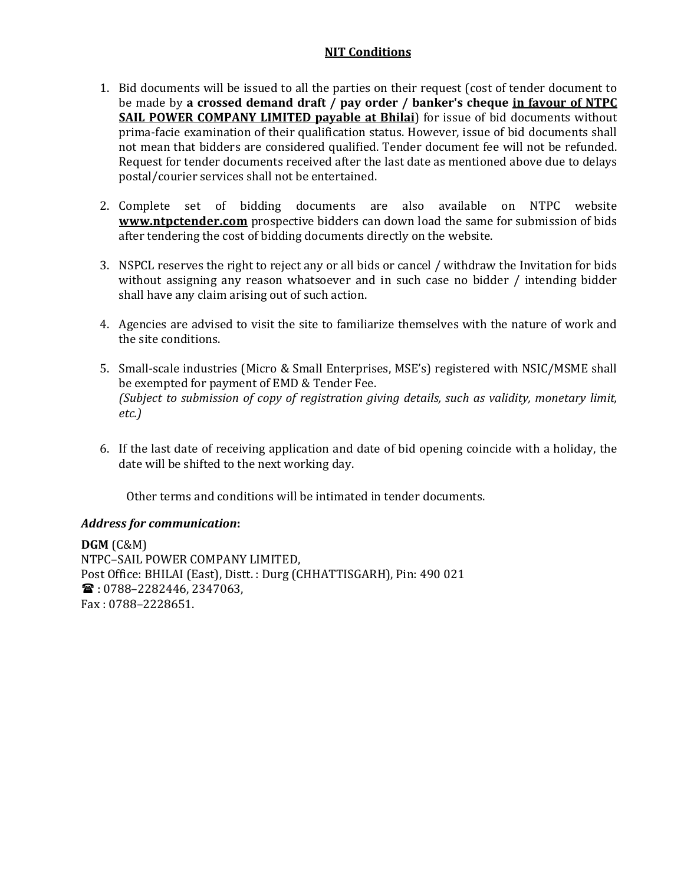## NIT Conditions

1. Bid documents will be issued to all the parties on their request (cost of tender document to be made by **a crossed demand draft / pay order / banker's cheque** **<u>in favour of NTPC SAIL POWER COMPANY LIMITED payable at Bhilai</u>**) for issue of bid documents without prima-facie examination of their qualification status. However, issue of bid documents shall not mean that bidders are considered qualified. Tender document fee will not be refunded. Request for tender documents received after the last date as mentioned above due to delays postal/courier services shall not be entertained.

2. Complete set of bidding documents are also available on NTPC website **<u>www.ntpctender.com</u>** prospective bidders can down load the same for submission of bids after tendering the cost of bidding documents directly on the website.

3. NSPCL reserves the right to reject any or all bids or cancel / withdraw the Invitation for bids without assigning any reason whatsoever and in such case no bidder / intending bidder shall have any claim arising out of such action.

4. Agencies are advised to visit the site to familiarize themselves with the nature of work and the site conditions.

5. Small-scale industries (Micro & Small Enterprises, MSE's) registered with NSIC/MSME shall be exempted for payment of EMD & Tender Fee.
   *(Subject to submission of copy of registration giving details, such as validity, monetary limit, etc.)*

6. If the last date of receiving application and date of bid opening coincide with a holiday, the date will be shifted to the next working day.

Other terms and conditions will be intimated in tender documents.

***Address for communication*:**

**DGM** (C&M)
NTPC–SAIL POWER COMPANY LIMITED,
Post Office: BHILAI (East), Distt. : Durg (CHHATTISGARH), Pin: 490 021
☎ : 0788–2282446, 2347063,
Fax : 0788–2228651.